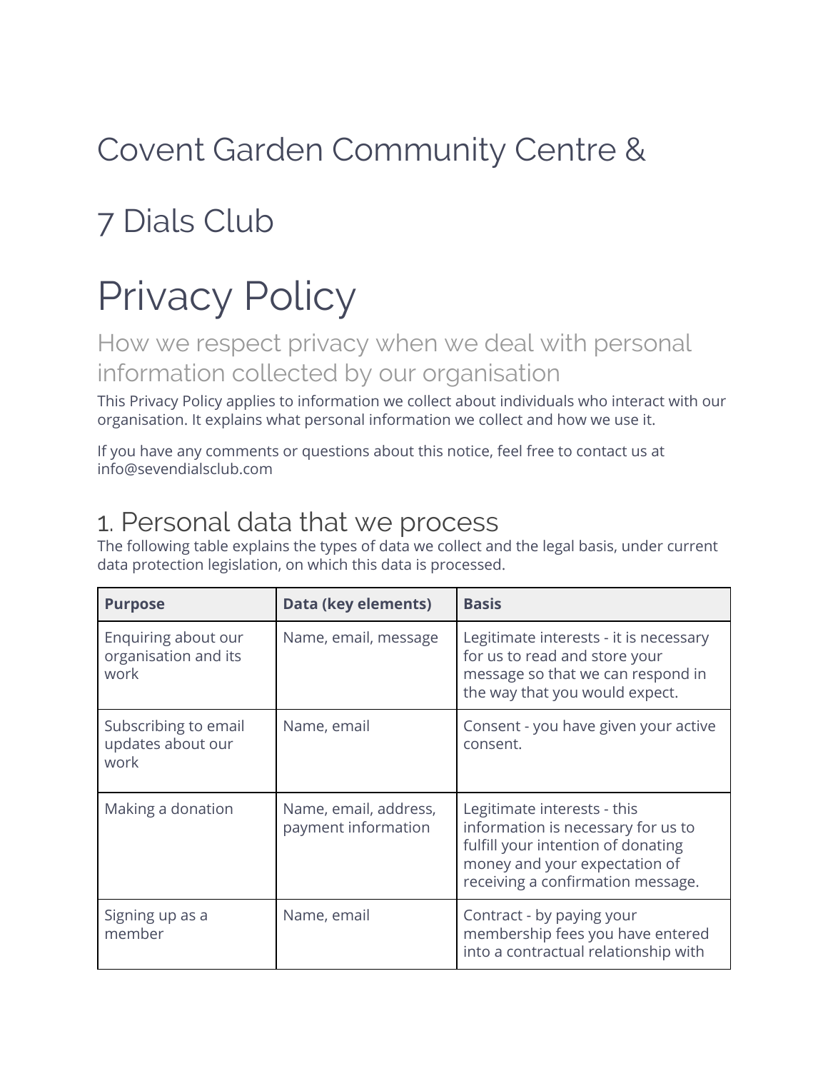# Covent Garden Community Centre & 7 Dials Club

# Privacy Policy

## How we respect privacy when we deal with personal information collected by our organisation

This Privacy Policy applies to information we collect about individuals who interact with our organisation. It explains what personal information we collect and how we use it.

If you have any comments or questions about this notice, feel free to contact us at info@sevendialsclub.com

## 1. Personal data that we process

The following table explains the types of data we collect and the legal basis, under current data protection legislation, on which this data is processed.

| Purpose | Data (key elements) | Basis |
|---|---|---|
| Enquiring about our organisation and its work | Name, email, message | Legitimate interests - it is necessary for us to read and store your message so that we can respond in the way that you would expect. |
| Subscribing to email updates about our work | Name, email | Consent - you have given your active consent. |
| Making a donation | Name, email, address, payment information | Legitimate interests - this information is necessary for us to fulfill your intention of donating money and your expectation of receiving a confirmation message. |
| Signing up as a member | Name, email | Contract - by paying your membership fees you have entered into a contractual relationship with |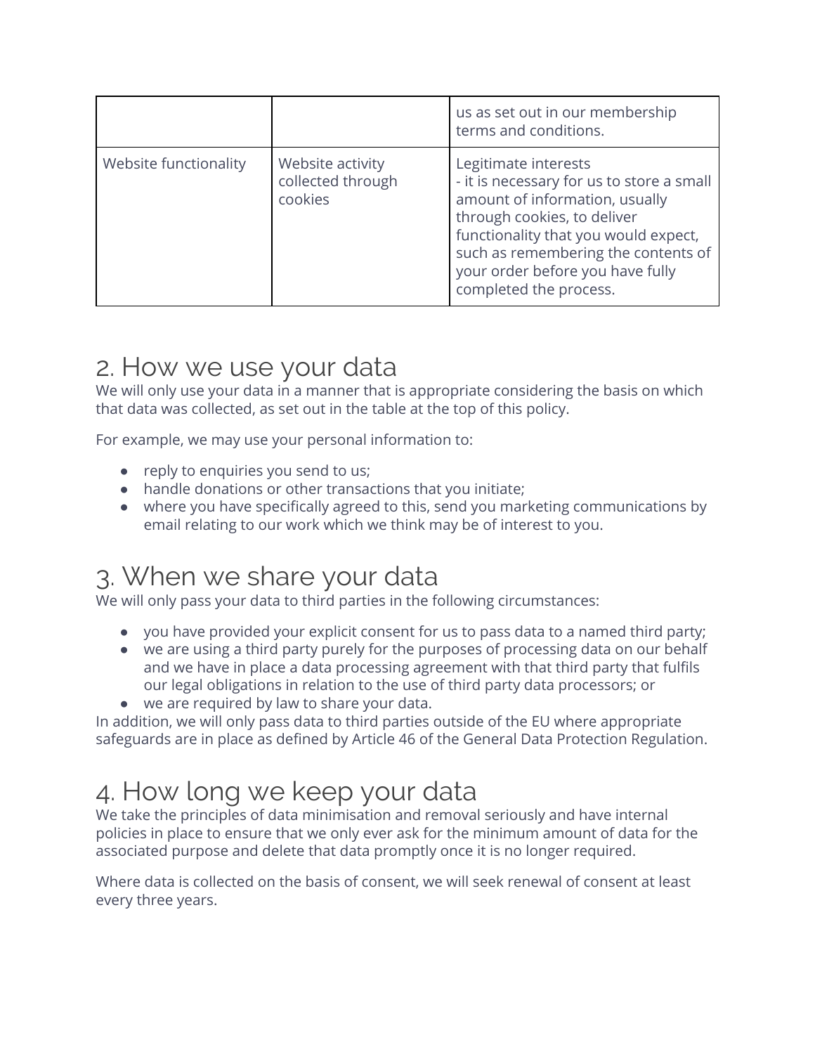|  |  | us as set out in our membership terms and conditions. |
| --- | --- | --- |
| Website functionality | Website activity collected through cookies | Legitimate interests<br>- it is necessary for us to store a small amount of information, usually through cookies, to deliver functionality that you would expect, such as remembering the contents of your order before you have fully completed the process. |

# 2. How we use your data

We will only use your data in a manner that is appropriate considering the basis on which that data was collected, as set out in the table at the top of this policy.

For example, we may use your personal information to:

- reply to enquiries you send to us;
- handle donations or other transactions that you initiate;
- where you have specifically agreed to this, send you marketing communications by email relating to our work which we think may be of interest to you.

# 3. When we share your data

We will only pass your data to third parties in the following circumstances:

- you have provided your explicit consent for us to pass data to a named third party;
- we are using a third party purely for the purposes of processing data on our behalf and we have in place a data processing agreement with that third party that fulfils our legal obligations in relation to the use of third party data processors; or
- we are required by law to share your data.

In addition, we will only pass data to third parties outside of the EU where appropriate safeguards are in place as defined by Article 46 of the General Data Protection Regulation.

# 4. How long we keep your data

We take the principles of data minimisation and removal seriously and have internal policies in place to ensure that we only ever ask for the minimum amount of data for the associated purpose and delete that data promptly once it is no longer required.

Where data is collected on the basis of consent, we will seek renewal of consent at least every three years.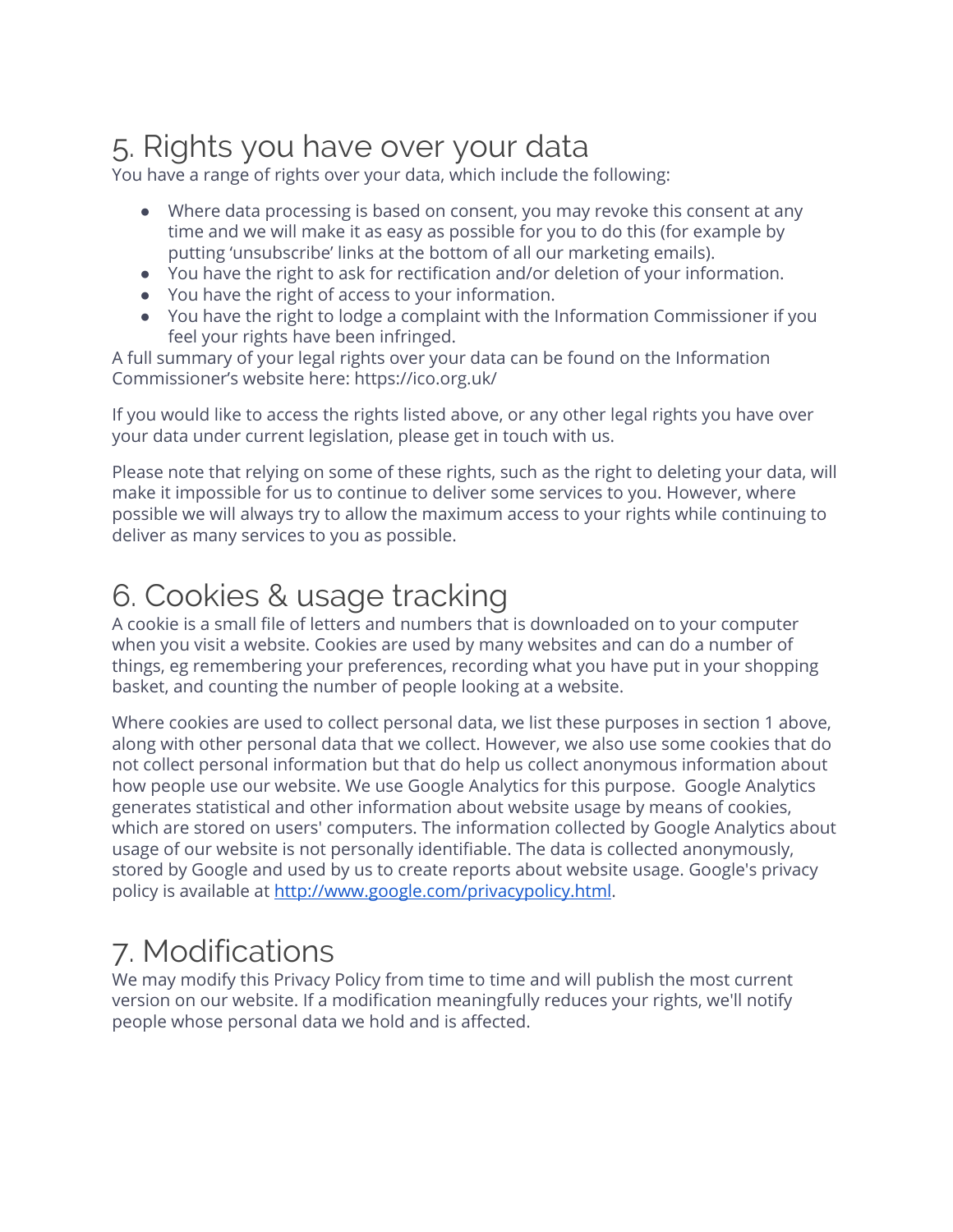# 5. Rights you have over your data

You have a range of rights over your data, which include the following:

- Where data processing is based on consent, you may revoke this consent at any time and we will make it as easy as possible for you to do this (for example by putting 'unsubscribe' links at the bottom of all our marketing emails).
- You have the right to ask for rectification and/or deletion of your information.
- You have the right of access to your information.
- You have the right to lodge a complaint with the Information Commissioner if you feel your rights have been infringed.

A full summary of your legal rights over your data can be found on the Information Commissioner's website here: https://ico.org.uk/

If you would like to access the rights listed above, or any other legal rights you have over your data under current legislation, please get in touch with us.

Please note that relying on some of these rights, such as the right to deleting your data, will make it impossible for us to continue to deliver some services to you. However, where possible we will always try to allow the maximum access to your rights while continuing to deliver as many services to you as possible.

# 6. Cookies & usage tracking

A cookie is a small file of letters and numbers that is downloaded on to your computer when you visit a website. Cookies are used by many websites and can do a number of things, eg remembering your preferences, recording what you have put in your shopping basket, and counting the number of people looking at a website.

Where cookies are used to collect personal data, we list these purposes in section 1 above, along with other personal data that we collect. However, we also use some cookies that do not collect personal information but that do help us collect anonymous information about how people use our website. We use Google Analytics for this purpose. Google Analytics generates statistical and other information about website usage by means of cookies, which are stored on users' computers. The information collected by Google Analytics about usage of our website is not personally identifiable. The data is collected anonymously, stored by Google and used by us to create reports about website usage. Google's privacy policy is available at [http://www.google.com/privacypolicy.html](http://www.google.com/privacypolicy.html).

# 7. Modifications

We may modify this Privacy Policy from time to time and will publish the most current version on our website. If a modification meaningfully reduces your rights, we'll notify people whose personal data we hold and is affected.